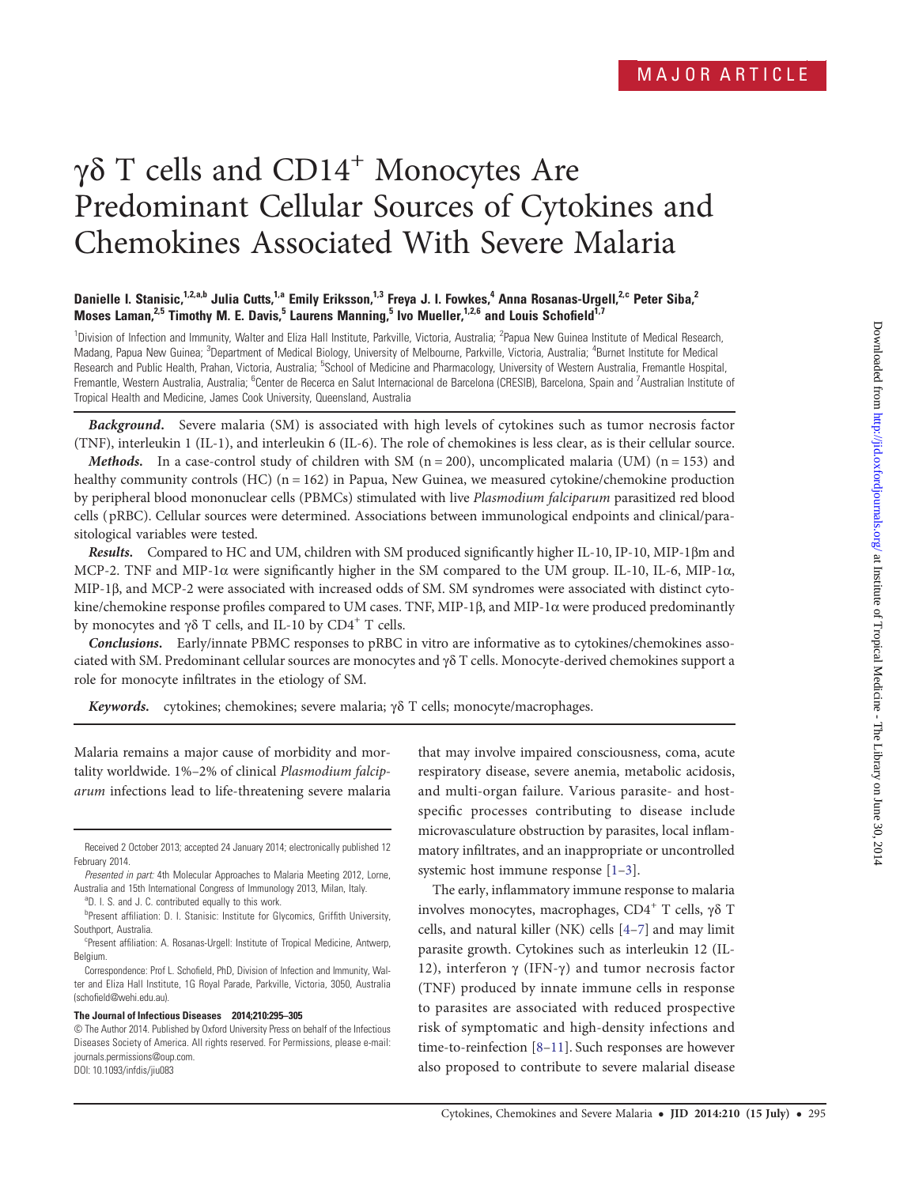MAJOR ARTICLE

# γδ T cells and CD14+ Monocytes Are Predominant Cellular Sources of Cytokines and Chemokines Associated With Severe Malaria

**Danielle I. Stanisic,[1,2,a,b] Julia Cutts,[1,a] Emily Eriksson,[1,3] Freya J. I. Fowkes,[4] Anna Rosanas-Urgell,[2,c] Peter Siba,[2] Moses Laman,[2,5] Timothy M. E. Davis,[5] Laurens Manning,[5] Ivo Mueller,[1,2,6] and Louis Schofield[1,7]**

[1]Division of Infection and Immunity, Walter and Eliza Hall Institute, Parkville, Victoria, Australia; [2]Papua New Guinea Institute of Medical Research, Madang, Papua New Guinea; [3]Department of Medical Biology, University of Melbourne, Parkville, Victoria, Australia; [4]Burnet Institute for Medical Research and Public Health, Prahan, Victoria, Australia; [5]School of Medicine and Pharmacology, University of Western Australia, Fremantle Hospital, Fremantle, Western Australia, Australia; [6]Center de Recerca en Salut Internacional de Barcelona (CRESIB), Barcelona, Spain and [7]Australian Institute of Tropical Health and Medicine, James Cook University, Queensland, Australia

***Background.*** Severe malaria (SM) is associated with high levels of cytokines such as tumor necrosis factor (TNF), interleukin 1 (IL-1), and interleukin 6 (IL-6). The role of chemokines is less clear, as is their cellular source.

***Methods.*** In a case-control study of children with SM (n = 200), uncomplicated malaria (UM) (n = 153) and healthy community controls (HC) (n = 162) in Papua, New Guinea, we measured cytokine/chemokine production by peripheral blood mononuclear cells (PBMCs) stimulated with live *Plasmodium falciparum* parasitized red blood cells (pRBC). Cellular sources were determined. Associations between immunological endpoints and clinical/parasitological variables were tested.

***Results.*** Compared to HC and UM, children with SM produced significantly higher IL-10, IP-10, MIP-1βm and MCP-2. TNF and MIP-1α were significantly higher in the SM compared to the UM group. IL-10, IL-6, MIP-1α, MIP-1β, and MCP-2 were associated with increased odds of SM. SM syndromes were associated with distinct cytokine/chemokine response profiles compared to UM cases. TNF, MIP-1β, and MIP-1α were produced predominantly by monocytes and γδ T cells, and IL-10 by CD4+ T cells.

***Conclusions.*** Early/innate PBMC responses to pRBC in vitro are informative as to cytokines/chemokines associated with SM. Predominant cellular sources are monocytes and γδ T cells. Monocyte-derived chemokines support a role for monocyte infiltrates in the etiology of SM.

***Keywords.*** cytokines; chemokines; severe malaria; γδ T cells; monocyte/macrophages.

Malaria remains a major cause of morbidity and mortality worldwide. 1%–2% of clinical *Plasmodium falciparum* infections lead to life-threatening severe malaria that may involve impaired consciousness, coma, acute respiratory disease, severe anemia, metabolic acidosis, and multi-organ failure. Various parasite- and host-specific processes contributing to disease include microvasculature obstruction by parasites, local inflammatory infiltrates, and an inappropriate or uncontrolled systemic host immune response [1–3].

The early, inflammatory immune response to malaria involves monocytes, macrophages, CD4+ T cells, γδ T cells, and natural killer (NK) cells [4–7] and may limit parasite growth. Cytokines such as interleukin 12 (IL-12), interferon γ (IFN-γ) and tumor necrosis factor (TNF) produced by innate immune cells in response to parasites are associated with reduced prospective risk of symptomatic and high-density infections and time-to-reinfection [8–11]. Such responses are however also proposed to contribute to severe malarial disease

Received 2 October 2013; accepted 24 January 2014; electronically published 12 February 2014.

Presented in part: 4th Molecular Approaches to Malaria Meeting 2012, Lorne, Australia and 15th International Congress of Immunology 2013, Milan, Italy.

[a]D. I. S. and J. C. contributed equally to this work.

[b]Present affiliation: D. I. Stanisic: Institute for Glycomics, Griffith University, Southport, Australia.

[c]Present affiliation: A. Rosanas-Urgell: Institute of Tropical Medicine, Antwerp, Belgium.

Correspondence: Prof L. Schofield, PhD, Division of Infection and Immunity, Walter and Eliza Hall Institute, 1G Royal Parade, Parkville, Victoria, 3050, Australia (schofield@wehi.edu.au).

**The Journal of Infectious Diseases 2014;210:295–305**

© The Author 2014. Published by Oxford University Press on behalf of the Infectious Diseases Society of America. All rights reserved. For Permissions, please e-mail: journals.permissions@oup.com.
DOI: 10.1093/infdis/jiu083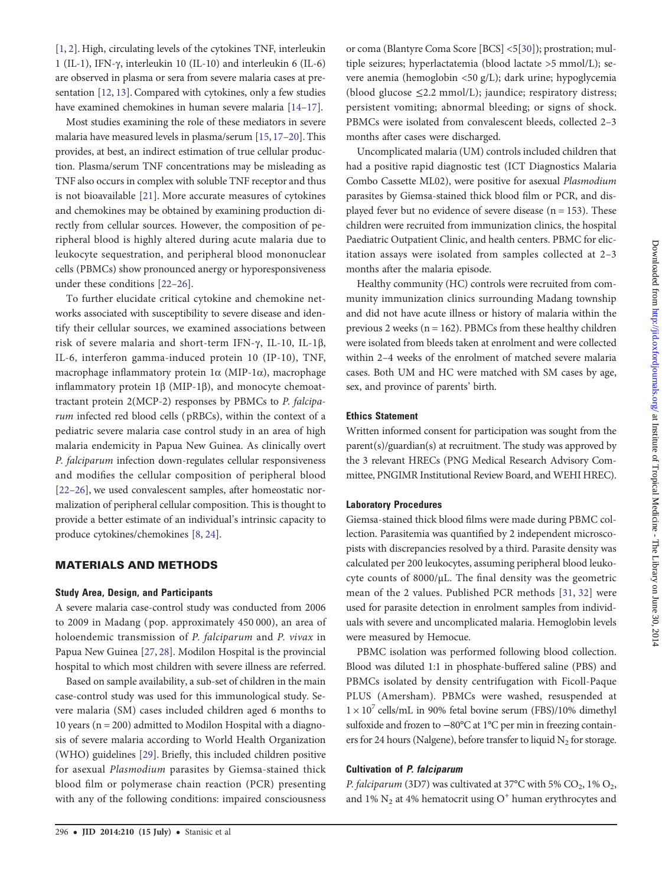[1, 2]. High, circulating levels of the cytokines TNF, interleukin 1 (IL-1), IFN-γ, interleukin 10 (IL-10) and interleukin 6 (IL-6) are observed in plasma or sera from severe malaria cases at presentation [12, 13]. Compared with cytokines, only a few studies have examined chemokines in human severe malaria [14–17].

Most studies examining the role of these mediators in severe malaria have measured levels in plasma/serum [15, 17–20]. This provides, at best, an indirect estimation of true cellular production. Plasma/serum TNF concentrations may be misleading as TNF also occurs in complex with soluble TNF receptor and thus is not bioavailable [21]. More accurate measures of cytokines and chemokines may be obtained by examining production directly from cellular sources. However, the composition of peripheral blood is highly altered during acute malaria due to leukocyte sequestration, and peripheral blood mononuclear cells (PBMCs) show pronounced anergy or hyporesponsiveness under these conditions [22–26].

To further elucidate critical cytokine and chemokine networks associated with susceptibility to severe disease and identify their cellular sources, we examined associations between risk of severe malaria and short-term IFN-γ, IL-10, IL-1β, IL-6, interferon gamma-induced protein 10 (IP-10), TNF, macrophage inflammatory protein 1α (MIP-1α), macrophage inflammatory protein 1β (MIP-1β), and monocyte chemoattractant protein 2(MCP-2) responses by PBMCs to *P. falciparum* infected red blood cells (pRBCs), within the context of a pediatric severe malaria case control study in an area of high malaria endemicity in Papua New Guinea. As clinically overt *P. falciparum* infection down-regulates cellular responsiveness and modifies the cellular composition of peripheral blood [22–26], we used convalescent samples, after homeostatic normalization of peripheral cellular composition. This is thought to provide a better estimate of an individual's intrinsic capacity to produce cytokines/chemokines [8, 24].

## MATERIALS AND METHODS

### Study Area, Design, and Participants

A severe malaria case-control study was conducted from 2006 to 2009 in Madang (pop. approximately 450 000), an area of holoendemic transmission of *P. falciparum* and *P. vivax* in Papua New Guinea [27, 28]. Modilon Hospital is the provincial hospital to which most children with severe illness are referred.

Based on sample availability, a sub-set of children in the main case-control study was used for this immunological study. Severe malaria (SM) cases included children aged 6 months to 10 years (n = 200) admitted to Modilon Hospital with a diagnosis of severe malaria according to World Health Organization (WHO) guidelines [29]. Briefly, this included children positive for asexual *Plasmodium* parasites by Giemsa-stained thick blood film or polymerase chain reaction (PCR) presenting with any of the following conditions: impaired consciousness or coma (Blantyre Coma Score [BCS] <5[30]); prostration; multiple seizures; hyperlactatemia (blood lactate >5 mmol/L); severe anemia (hemoglobin <50 g/L); dark urine; hypoglycemia (blood glucose ≤2.2 mmol/L); jaundice; respiratory distress; persistent vomiting; abnormal bleeding; or signs of shock. PBMCs were isolated from convalescent bleeds, collected 2–3 months after cases were discharged.

Uncomplicated malaria (UM) controls included children that had a positive rapid diagnostic test (ICT Diagnostics Malaria Combo Cassette ML02), were positive for asexual *Plasmodium* parasites by Giemsa-stained thick blood film or PCR, and displayed fever but no evidence of severe disease (n = 153). These children were recruited from immunization clinics, the hospital Paediatric Outpatient Clinic, and health centers. PBMC for elicitation assays were isolated from samples collected at 2–3 months after the malaria episode.

Healthy community (HC) controls were recruited from community immunization clinics surrounding Madang township and did not have acute illness or history of malaria within the previous 2 weeks (n = 162). PBMCs from these healthy children were isolated from bleeds taken at enrolment and were collected within 2–4 weeks of the enrolment of matched severe malaria cases. Both UM and HC were matched with SM cases by age, sex, and province of parents' birth.

### Ethics Statement

Written informed consent for participation was sought from the parent(s)/guardian(s) at recruitment. The study was approved by the 3 relevant HRECs (PNG Medical Research Advisory Committee, PNGIMR Institutional Review Board, and WEHI HREC).

### Laboratory Procedures

Giemsa-stained thick blood films were made during PBMC collection. Parasitemia was quantified by 2 independent microscopists with discrepancies resolved by a third. Parasite density was calculated per 200 leukocytes, assuming peripheral blood leukocyte counts of 8000/μL. The final density was the geometric mean of the 2 values. Published PCR methods [31, 32] were used for parasite detection in enrolment samples from individuals with severe and uncomplicated malaria. Hemoglobin levels were measured by Hemocue.

PBMC isolation was performed following blood collection. Blood was diluted 1:1 in phosphate-buffered saline (PBS) and PBMCs isolated by density centrifugation with Ficoll-Paque PLUS (Amersham). PBMCs were washed, resuspended at $1 \times 10^7$ cells/mL in 90% fetal bovine serum (FBS)/10% dimethyl sulfoxide and frozen to −80°C at 1°C per min in freezing containers for 24 hours (Nalgene), before transfer to liquid $N_2$ for storage.

### Cultivation of *P. falciparum*

*P. falciparum* (3D7) was cultivated at 37°C with 5% $CO_2$, 1% $O_2$, and 1% $N_2$ at 4% hematocrit using $O^+$ human erythrocytes and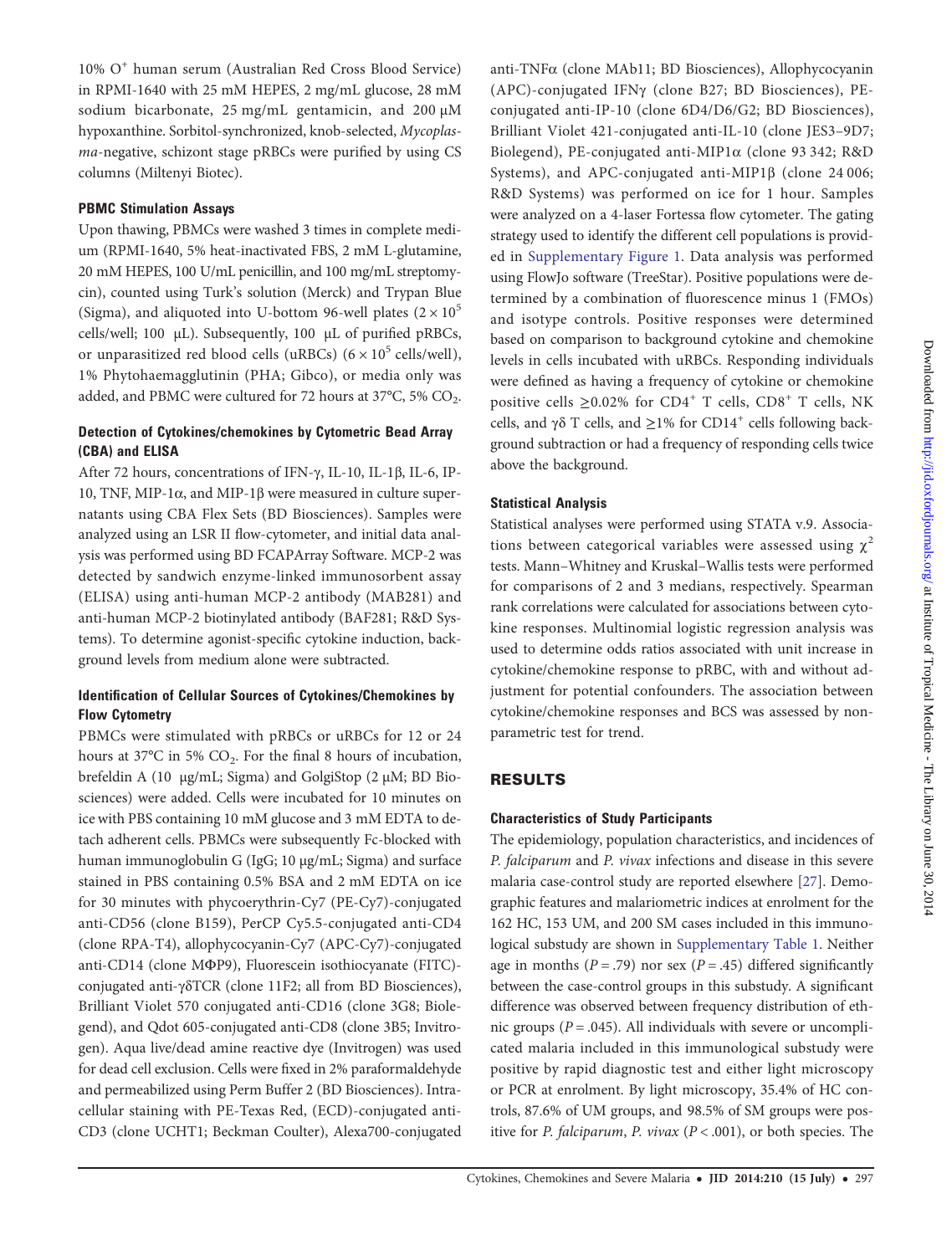10% O+ human serum (Australian Red Cross Blood Service) in RPMI-1640 with 25 mM HEPES, 2 mg/mL glucose, 28 mM sodium bicarbonate, 25 mg/mL gentamicin, and 200 µM hypoxanthine. Sorbitol-synchronized, knob-selected, *Mycoplasma*-negative, schizont stage pRBCs were purified by using CS columns (Miltenyi Biotec).

### PBMC Stimulation Assays

Upon thawing, PBMCs were washed 3 times in complete medium (RPMI-1640, 5% heat-inactivated FBS, 2 mM L-glutamine, 20 mM HEPES, 100 U/mL penicillin, and 100 mg/mL streptomycin), counted using Turk's solution (Merck) and Trypan Blue (Sigma), and aliquoted into U-bottom 96-well plates ($2 \times 10^5$ cells/well; 100 µL). Subsequently, 100 µL of purified pRBCs, or unparasitized red blood cells (uRBCs) ($6 \times 10^5$ cells/well), 1% Phytohaemagglutinin (PHA; Gibco), or media only was added, and PBMC were cultured for 72 hours at 37°C, 5% $CO_2$.

### Detection of Cytokines/chemokines by Cytometric Bead Array (CBA) and ELISA

After 72 hours, concentrations of IFN-γ, IL-10, IL-1β, IL-6, IP-10, TNF, MIP-1α, and MIP-1β were measured in culture supernatants using CBA Flex Sets (BD Biosciences). Samples were analyzed using an LSR II flow-cytometer, and initial data analysis was performed using BD FCAPArray Software. MCP-2 was detected by sandwich enzyme-linked immunosorbent assay (ELISA) using anti-human MCP-2 antibody (MAB281) and anti-human MCP-2 biotinylated antibody (BAF281; R&D Systems). To determine agonist-specific cytokine induction, background levels from medium alone were subtracted.

### Identification of Cellular Sources of Cytokines/Chemokines by Flow Cytometry

PBMCs were stimulated with pRBCs or uRBCs for 12 or 24 hours at 37°C in 5% $CO_2$. For the final 8 hours of incubation, brefeldin A (10 µg/mL; Sigma) and GolgiStop (2 µM; BD Biosciences) were added. Cells were incubated for 10 minutes on ice with PBS containing 10 mM glucose and 3 mM EDTA to detach adherent cells. PBMCs were subsequently Fc-blocked with human immunoglobulin G (IgG; 10 µg/mL; Sigma) and surface stained in PBS containing 0.5% BSA and 2 mM EDTA on ice for 30 minutes with phycoerythrin-Cy7 (PE-Cy7)-conjugated anti-CD56 (clone B159), PerCP Cy5.5-conjugated anti-CD4 (clone RPA-T4), allophycocyanin-Cy7 (APC-Cy7)-conjugated anti-CD14 (clone MΦP9), Fluorescein isothiocyanate (FITC)-conjugated anti-γδTCR (clone 11F2; all from BD Biosciences), Brilliant Violet 570 conjugated anti-CD16 (clone 3G8; Biolegend), and Qdot 605-conjugated anti-CD8 (clone 3B5; Invitrogen). Aqua live/dead amine reactive dye (Invitrogen) was used for dead cell exclusion. Cells were fixed in 2% paraformaldehyde and permeabilized using Perm Buffer 2 (BD Biosciences). Intracellular staining with PE-Texas Red, (ECD)-conjugated anti-CD3 (clone UCHT1; Beckman Coulter), Alexa700-conjugated anti-TNFα (clone MAb11; BD Biosciences), Allophycocyanin (APC)-conjugated IFNγ (clone B27; BD Biosciences), PE-conjugated anti-IP-10 (clone 6D4/D6/G2; BD Biosciences), Brilliant Violet 421-conjugated anti-IL-10 (clone JES3–9D7; Biolegend), PE-conjugated anti-MIP1α (clone 93 342; R&D Systems), and APC-conjugated anti-MIP1β (clone 24 006; R&D Systems) was performed on ice for 1 hour. Samples were analyzed on a 4-laser Fortessa flow cytometer. The gating strategy used to identify the different cell populations is provided in Supplementary Figure 1. Data analysis was performed using FlowJo software (TreeStar). Positive populations were determined by a combination of fluorescence minus 1 (FMOs) and isotype controls. Positive responses were determined based on comparison to background cytokine and chemokine levels in cells incubated with uRBCs. Responding individuals were defined as having a frequency of cytokine or chemokine positive cells ≥0.02% for CD4+ T cells, CD8+ T cells, NK cells, and γδ T cells, and ≥1% for CD14+ cells following background subtraction or had a frequency of responding cells twice above the background.

### Statistical Analysis

Statistical analyses were performed using STATA v.9. Associations between categorical variables were assessed using $\chi^2$ tests. Mann–Whitney and Kruskal–Wallis tests were performed for comparisons of 2 and 3 medians, respectively. Spearman rank correlations were calculated for associations between cytokine responses. Multinomial logistic regression analysis was used to determine odds ratios associated with unit increase in cytokine/chemokine response to pRBC, with and without adjustment for potential confounders. The association between cytokine/chemokine responses and BCS was assessed by non-parametric test for trend.

## RESULTS

### Characteristics of Study Participants

The epidemiology, population characteristics, and incidences of *P. falciparum* and *P. vivax* infections and disease in this severe malaria case-control study are reported elsewhere [27]. Demographic features and malariometric indices at enrolment for the 162 HC, 153 UM, and 200 SM cases included in this immunological substudy are shown in Supplementary Table 1. Neither age in months ($P = .79$) nor sex ($P = .45$) differed significantly between the case-control groups in this substudy. A significant difference was observed between frequency distribution of ethnic groups ($P = .045$). All individuals with severe or uncomplicated malaria included in this immunological substudy were positive by rapid diagnostic test and either light microscopy or PCR at enrolment. By light microscopy, 35.4% of HC controls, 87.6% of UM groups, and 98.5% of SM groups were positive for *P. falciparum*, *P. vivax* ($P < .001$), or both species. The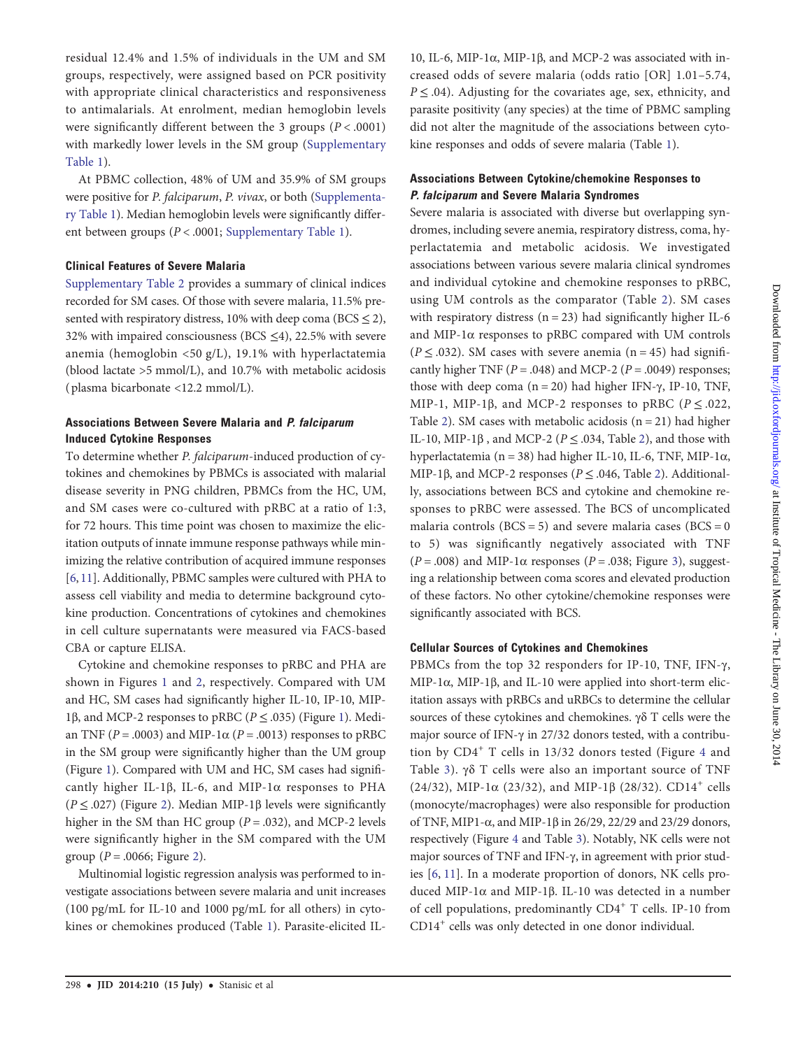residual 12.4% and 1.5% of individuals in the UM and SM groups, respectively, were assigned based on PCR positivity with appropriate clinical characteristics and responsiveness to antimalarials. At enrolment, median hemoglobin levels were significantly different between the 3 groups ($P < .0001$) with markedly lower levels in the SM group (Supplementary Table 1).

At PBMC collection, 48% of UM and 35.9% of SM groups were positive for *P. falciparum*, *P. vivax*, or both (Supplementary Table 1). Median hemoglobin levels were significantly different between groups ($P < .0001$; Supplementary Table 1).

#### Clinical Features of Severe Malaria

Supplementary Table 2 provides a summary of clinical indices recorded for SM cases. Of those with severe malaria, 11.5% presented with respiratory distress, 10% with deep coma (BCS ≤ 2), 32% with impaired consciousness (BCS ≤4), 22.5% with severe anemia (hemoglobin <50 g/L), 19.1% with hyperlactatemia (blood lactate >5 mmol/L), and 10.7% with metabolic acidosis (plasma bicarbonate <12.2 mmol/L).

#### Associations Between Severe Malaria and *P. falciparum* Induced Cytokine Responses

To determine whether *P. falciparum*-induced production of cytokines and chemokines by PBMCs is associated with malarial disease severity in PNG children, PBMCs from the HC, UM, and SM cases were co-cultured with pRBC at a ratio of 1:3, for 72 hours. This time point was chosen to maximize the elicitation outputs of innate immune response pathways while minimizing the relative contribution of acquired immune responses [6, 11]. Additionally, PBMC samples were cultured with PHA to assess cell viability and media to determine background cytokine production. Concentrations of cytokines and chemokines in cell culture supernatants were measured via FACS-based CBA or capture ELISA.

Cytokine and chemokine responses to pRBC and PHA are shown in Figures 1 and 2, respectively. Compared with UM and HC, SM cases had significantly higher IL-10, IP-10, MIP-1β, and MCP-2 responses to pRBC ($P \leq .035$) (Figure 1). Median TNF ($P = .0003$) and MIP-1α ($P = .0013$) responses to pRBC in the SM group were significantly higher than the UM group (Figure 1). Compared with UM and HC, SM cases had significantly higher IL-1β, IL-6, and MIP-1α responses to PHA ($P \leq .027$) (Figure 2). Median MIP-1β levels were significantly higher in the SM than HC group ($P = .032$), and MCP-2 levels were significantly higher in the SM compared with the UM group ($P = .0066$; Figure 2).

Multinomial logistic regression analysis was performed to investigate associations between severe malaria and unit increases (100 pg/mL for IL-10 and 1000 pg/mL for all others) in cytokines or chemokines produced (Table 1). Parasite-elicited IL-10, IL-6, MIP-1α, MIP-1β, and MCP-2 was associated with increased odds of severe malaria (odds ratio [OR] 1.01–5.74, $P \leq .04$). Adjusting for the covariates age, sex, ethnicity, and parasite positivity (any species) at the time of PBMC sampling did not alter the magnitude of the associations between cytokine responses and odds of severe malaria (Table 1).

#### Associations Between Cytokine/chemokine Responses to *P. falciparum* and Severe Malaria Syndromes

Severe malaria is associated with diverse but overlapping syndromes, including severe anemia, respiratory distress, coma, hyperlactatemia and metabolic acidosis. We investigated associations between various severe malaria clinical syndromes and individual cytokine and chemokine responses to pRBC, using UM controls as the comparator (Table 2). SM cases with respiratory distress (n = 23) had significantly higher IL-6 and MIP-1α responses to pRBC compared with UM controls ($P \leq .032$). SM cases with severe anemia (n = 45) had significantly higher TNF ($P = .048$) and MCP-2 ($P = .0049$) responses; those with deep coma (n = 20) had higher IFN-γ, IP-10, TNF, MIP-1, MIP-1β, and MCP-2 responses to pRBC ($P \leq .022$, Table 2). SM cases with metabolic acidosis (n = 21) had higher IL-10, MIP-1β , and MCP-2 ($P \leq .034$, Table 2), and those with hyperlactatemia (n = 38) had higher IL-10, IL-6, TNF, MIP-1α, MIP-1β, and MCP-2 responses ($P \leq .046$, Table 2). Additionally, associations between BCS and cytokine and chemokine responses to pRBC were assessed. The BCS of uncomplicated malaria controls (BCS = 5) and severe malaria cases (BCS = 0 to 5) was significantly negatively associated with TNF ($P = .008$) and MIP-1α responses ($P = .038$; Figure 3), suggesting a relationship between coma scores and elevated production of these factors. No other cytokine/chemokine responses were significantly associated with BCS.

#### Cellular Sources of Cytokines and Chemokines

PBMCs from the top 32 responders for IP-10, TNF, IFN-γ, MIP-1α, MIP-1β, and IL-10 were applied into short-term elicitation assays with pRBCs and uRBCs to determine the cellular sources of these cytokines and chemokines. γδ T cells were the major source of IFN-γ in 27/32 donors tested, with a contribution by $CD4^+$ T cells in 13/32 donors tested (Figure 4 and Table 3). γδ T cells were also an important source of TNF (24/32), MIP-1α (23/32), and MIP-1β (28/32). $CD14^+$ cells (monocyte/macrophages) were also responsible for production of TNF, MIP1-α, and MIP-1β in 26/29, 22/29 and 23/29 donors, respectively (Figure 4 and Table 3). Notably, NK cells were not major sources of TNF and IFN-γ, in agreement with prior studies [6, 11]. In a moderate proportion of donors, NK cells produced MIP-1α and MIP-1β. IL-10 was detected in a number of cell populations, predominantly $CD4^+$ T cells. IP-10 from $CD14^+$ cells was only detected in one donor individual.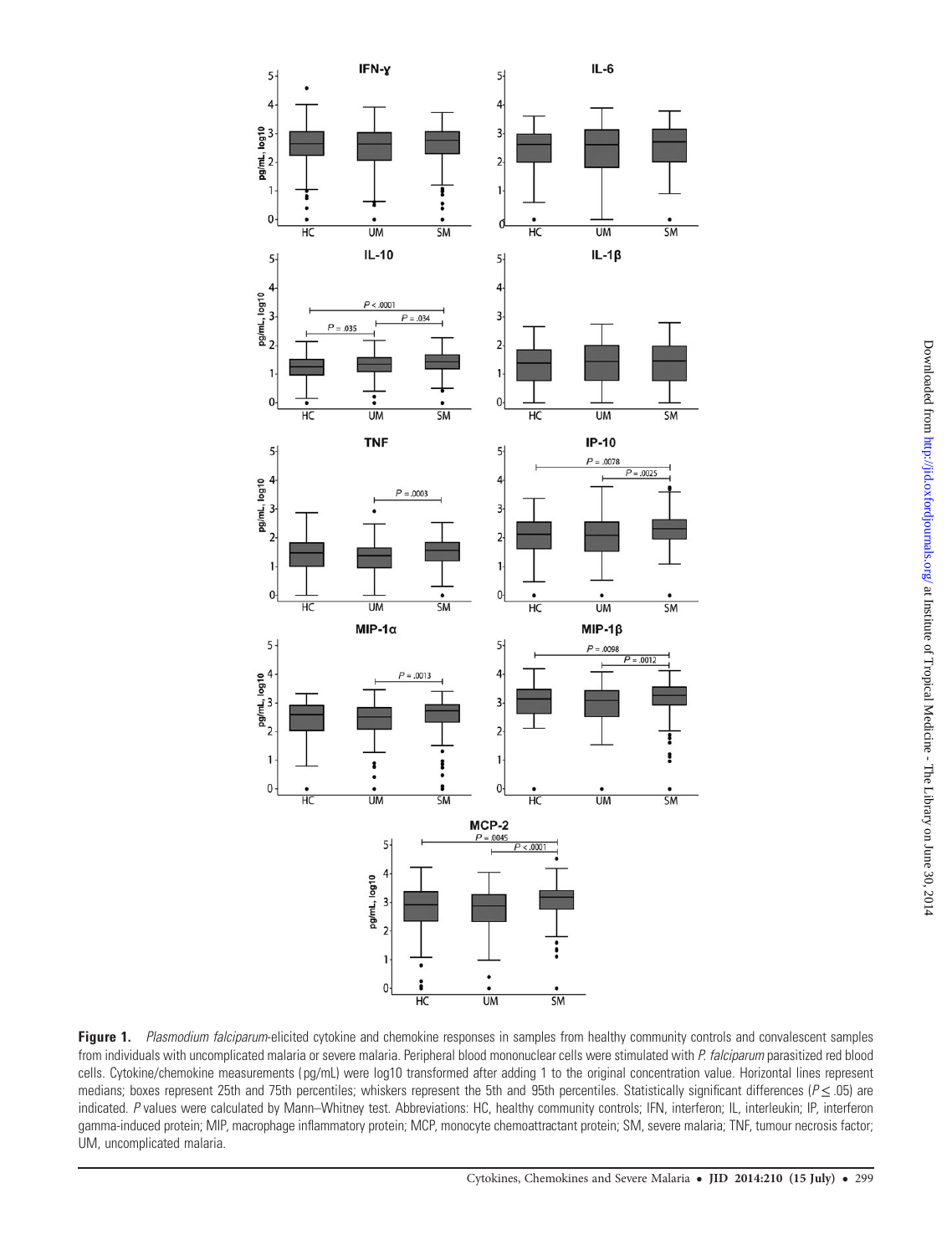**Figure 1.** *Plasmodium falciparum*-elicited cytokine and chemokine responses in samples from healthy community controls and convalescent samples from individuals with uncomplicated malaria or severe malaria. Peripheral blood mononuclear cells were stimulated with *P. falciparum* parasitized red blood cells. Cytokine/chemokine measurements (pg/mL) were log10 transformed after adding 1 to the original concentration value. Horizontal lines represent medians; boxes represent 25th and 75th percentiles; whiskers represent the 5th and 95th percentiles. Statistically significant differences ($P \leq .05$) are indicated. *P* values were calculated by Mann–Whitney test. Abbreviations: HC, healthy community controls; IFN, interferon; IL, interleukin; IP, interferon gamma-induced protein; MIP, macrophage inflammatory protein; MCP, monocyte chemoattractant protein; SM, severe malaria; TNF, tumour necrosis factor; UM, uncomplicated malaria.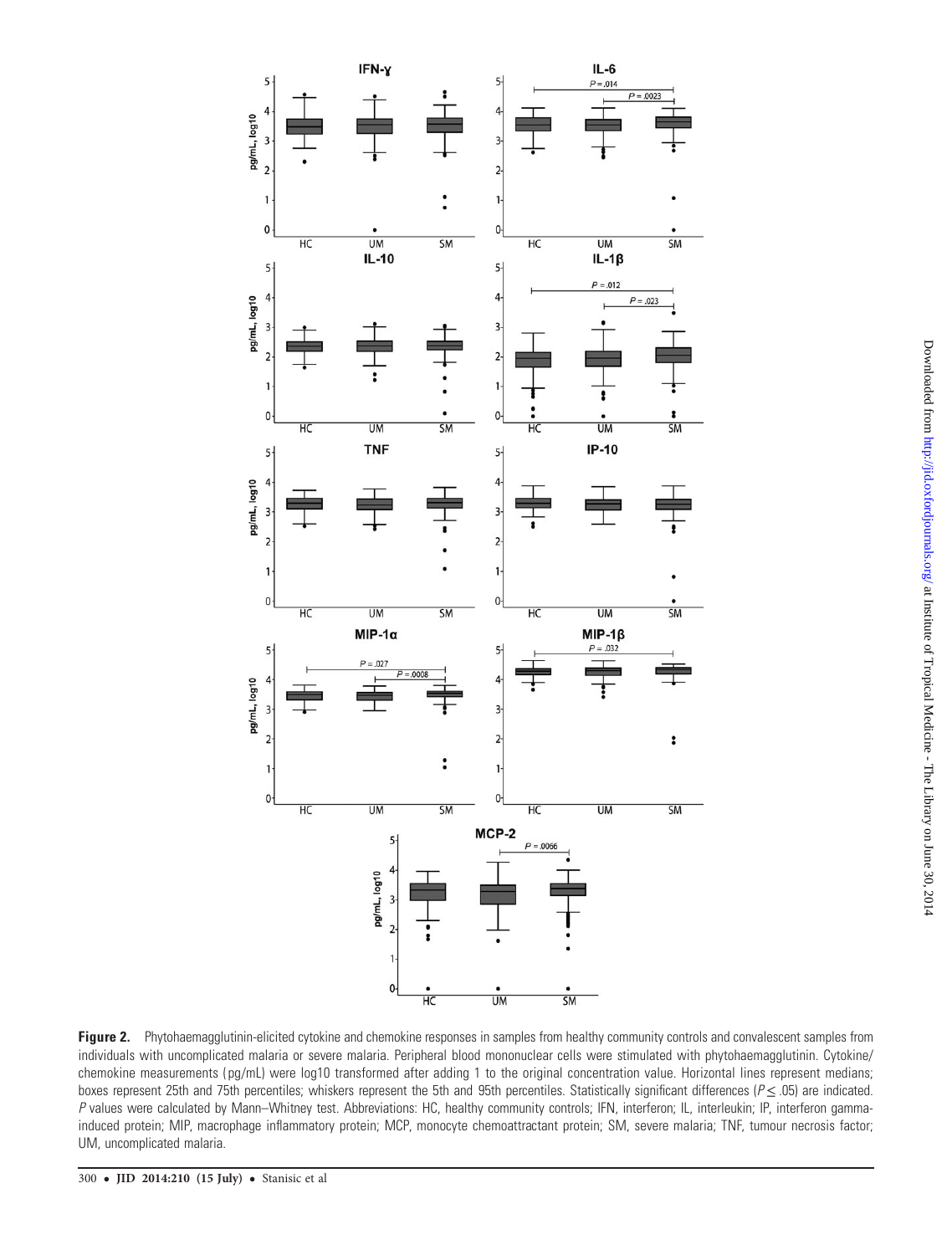**Figure 2.** Phytohaemagglutinin-elicited cytokine and chemokine responses in samples from healthy community controls and convalescent samples from individuals with uncomplicated malaria or severe malaria. Peripheral blood mononuclear cells were stimulated with phytohaemagglutinin. Cytokine/chemokine measurements (pg/mL) were log10 transformed after adding 1 to the original concentration value. Horizontal lines represent medians; boxes represent 25th and 75th percentiles; whiskers represent the 5th and 95th percentiles. Statistically significant differences ($P \leq .05$) are indicated. *P* values were calculated by Mann–Whitney test. Abbreviations: HC, healthy community controls; IFN, interferon; IL, interleukin; IP, interferon gamma-induced protein; MIP, macrophage inflammatory protein; MCP, monocyte chemoattractant protein; SM, severe malaria; TNF, tumour necrosis factor; UM, uncomplicated malaria.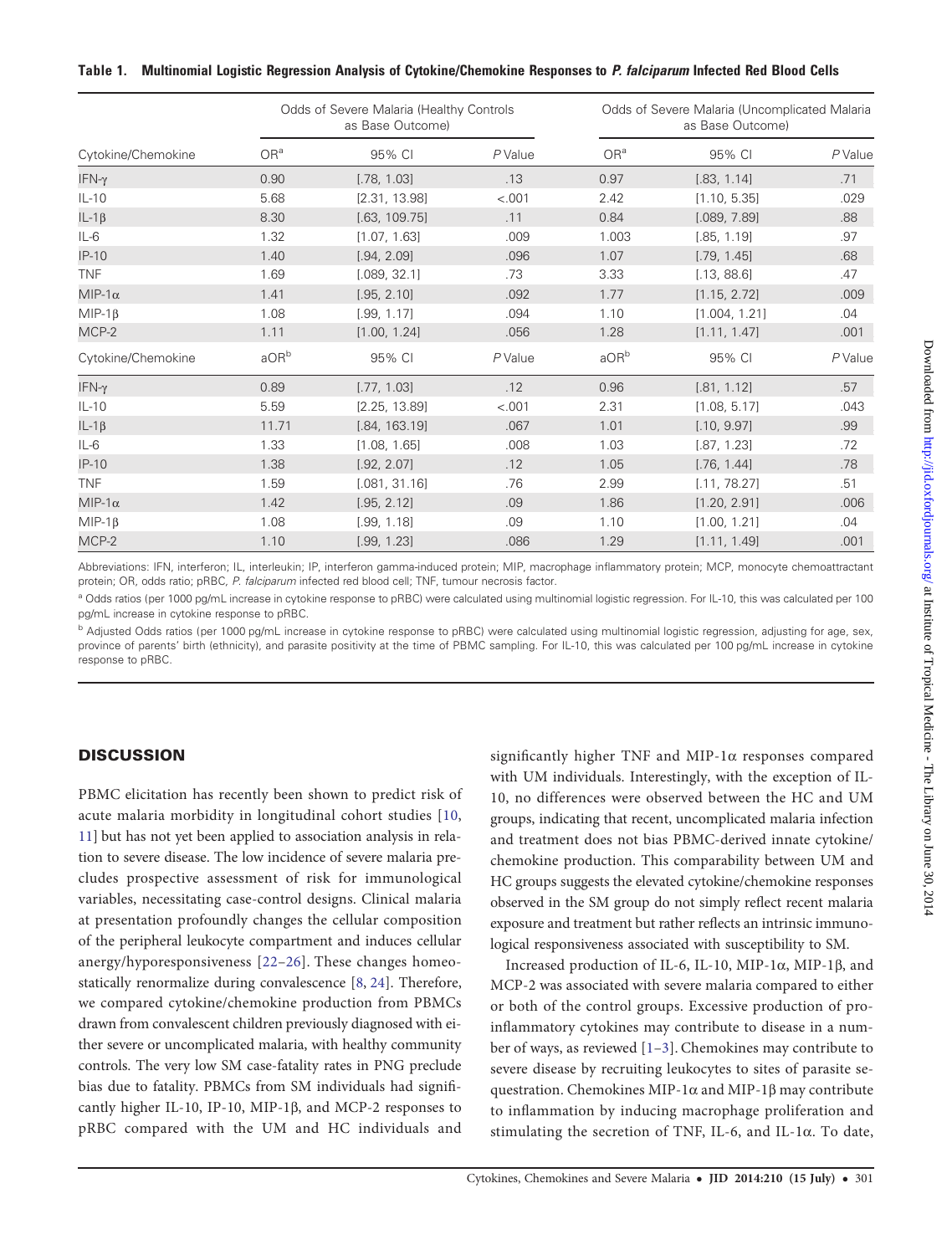**Table 1. Multinomial Logistic Regression Analysis of Cytokine/Chemokine Responses to *P. falciparum* Infected Red Blood Cells**

| | Odds of Severe Malaria (Healthy Controls as Base Outcome) | | | Odds of Severe Malaria (Uncomplicated Malaria as Base Outcome) | | |
|---|---|---|---|---|---|---|
| Cytokine/Chemokine | OR[a] | 95% CI | P Value | OR[a] | 95% CI | P Value |
| IFN-γ | 0.90 | [.78, 1.03] | .13 | 0.97 | [.83, 1.14] | .71 |
| IL-10 | 5.68 | [2.31, 13.98] | <.001 | 2.42 | [1.10, 5.35] | .029 |
| IL-1β | 8.30 | [.63, 109.75] | .11 | 0.84 | [.089, 7.89] | .88 |
| IL-6 | 1.32 | [1.07, 1.63] | .009 | 1.003 | [.85, 1.19] | .97 |
| IP-10 | 1.40 | [.94, 2.09] | .096 | 1.07 | [.79, 1.45] | .68 |
| TNF | 1.69 | [.089, 32.1] | .73 | 3.33 | [.13, 88.6] | .47 |
| MIP-1α | 1.41 | [.95, 2.10] | .092 | 1.77 | [1.15, 2.72] | .009 |
| MIP-1β | 1.08 | [.99, 1.17] | .094 | 1.10 | [1.004, 1.21] | .04 |
| MCP-2 | 1.11 | [1.00, 1.24] | .056 | 1.28 | [1.11, 1.47] | .001 |
| Cytokine/Chemokine | aOR[b] | 95% CI | P Value | aOR[b] | 95% CI | P Value |
| IFN-γ | 0.89 | [.77, 1.03] | .12 | 0.96 | [.81, 1.12] | .57 |
| IL-10 | 5.59 | [2.25, 13.89] | <.001 | 2.31 | [1.08, 5.17] | .043 |
| IL-1β | 11.71 | [.84, 163.19] | .067 | 1.01 | [.10, 9.97] | .99 |
| IL-6 | 1.33 | [1.08, 1.65] | .008 | 1.03 | [.87, 1.23] | .72 |
| IP-10 | 1.38 | [.92, 2.07] | .12 | 1.05 | [.76, 1.44] | .78 |
| TNF | 1.59 | [.081, 31.16] | .76 | 2.99 | [.11, 78.27] | .51 |
| MIP-1α | 1.42 | [.95, 2.12] | .09 | 1.86 | [1.20, 2.91] | .006 |
| MIP-1β | 1.08 | [.99, 1.18] | .09 | 1.10 | [1.00, 1.21] | .04 |
| MCP-2 | 1.10 | [.99, 1.23] | .086 | 1.29 | [1.11, 1.49] | .001 |

Abbreviations: IFN, interferon; IL, interleukin; IP, interferon gamma-induced protein; MIP, macrophage inflammatory protein; MCP, monocyte chemoattractant protein; OR, odds ratio; pRBC, *P. falciparum* infected red blood cell; TNF, tumour necrosis factor.

[a] Odds ratios (per 1000 pg/mL increase in cytokine response to pRBC) were calculated using multinomial logistic regression. For IL-10, this was calculated per 100 pg/mL increase in cytokine response to pRBC.

[b] Adjusted Odds ratios (per 1000 pg/mL increase in cytokine response to pRBC) were calculated using multinomial logistic regression, adjusting for age, sex, province of parents' birth (ethnicity), and parasite positivity at the time of PBMC sampling. For IL-10, this was calculated per 100 pg/mL increase in cytokine response to pRBC.

## DISCUSSION

PBMC elicitation has recently been shown to predict risk of acute malaria morbidity in longitudinal cohort studies [10, 11] but has not yet been applied to association analysis in relation to severe disease. The low incidence of severe malaria precludes prospective assessment of risk for immunological variables, necessitating case-control designs. Clinical malaria at presentation profoundly changes the cellular composition of the peripheral leukocyte compartment and induces cellular anergy/hyporesponsiveness [22–26]. These changes homeostatically renormalize during convalescence [8, 24]. Therefore, we compared cytokine/chemokine production from PBMCs drawn from convalescent children previously diagnosed with either severe or uncomplicated malaria, with healthy community controls. The very low SM case-fatality rates in PNG preclude bias due to fatality. PBMCs from SM individuals had significantly higher IL-10, IP-10, MIP-1β, and MCP-2 responses to pRBC compared with the UM and HC individuals and significantly higher TNF and MIP-1α responses compared with UM individuals. Interestingly, with the exception of IL-10, no differences were observed between the HC and UM groups, indicating that recent, uncomplicated malaria infection and treatment does not bias PBMC-derived innate cytokine/chemokine production. This comparability between UM and HC groups suggests the elevated cytokine/chemokine responses observed in the SM group do not simply reflect recent malaria exposure and treatment but rather reflects an intrinsic immunological responsiveness associated with susceptibility to SM.

Increased production of IL-6, IL-10, MIP-1α, MIP-1β, and MCP-2 was associated with severe malaria compared to either or both of the control groups. Excessive production of pro-inflammatory cytokines may contribute to disease in a number of ways, as reviewed [1–3]. Chemokines may contribute to severe disease by recruiting leukocytes to sites of parasite sequestration. Chemokines MIP-1α and MIP-1β may contribute to inflammation by inducing macrophage proliferation and stimulating the secretion of TNF, IL-6, and IL-1α. To date,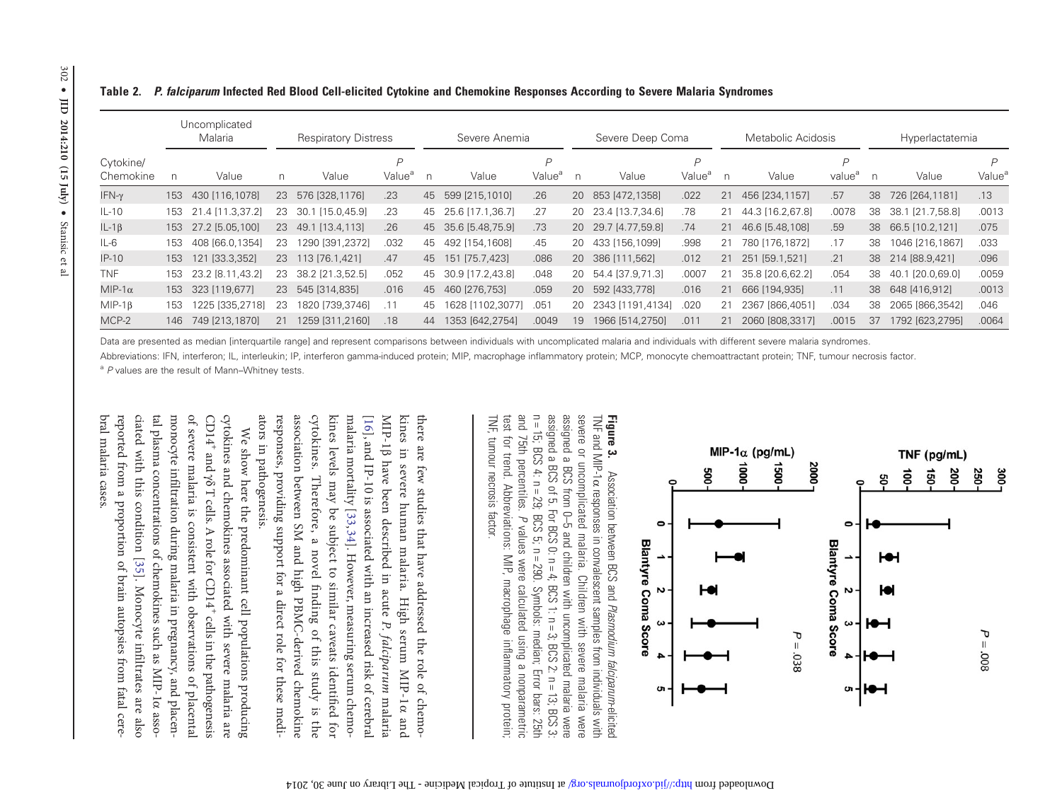**Table 2. *P. falciparum* Infected Red Blood Cell-elicited Cytokine and Chemokine Responses According to Severe Malaria Syndromes**

| Cytokine/ Chemokine | Uncomplicated Malaria | | Respiratory Distress | | | Severe Anemia | | | Severe Deep Coma | | | Metabolic Acidosis | | | Hyperlactatemia | | |
|---|---|---|---|---|---|---|---|---|---|---|---|---|---|---|---|---|---|
| | n | Value | n | Value | P Value[a] | n | Value | P Value[a] | n | Value | P Value[a] | n | Value | P value[a] | n | Value | P Value[a] |
| IFN-γ | 153 | 430 [116,1078] | 23 | 576 [328,1176] | .23 | 45 | 599 [215,1010] | .26 | 20 | 853 [472,1358] | .022 | 21 | 456 [234,1157] | .57 | 38 | 726 [264,1181] | .13 |
| IL-10 | 153 | 21.4 [11.3,37.2] | 23 | 30.1 [15.0,45.9] | .23 | 45 | 25.6 [17.1,36.7] | .27 | 20 | 23.4 [13.7,34.6] | .78 | 21 | 44.3 [16.2,67.8] | .0078 | 38 | 38.1 [21.7,58.8] | .0013 |
| IL-1β | 153 | 27.2 [5.05,100] | 23 | 49.1 [13.4,113] | .26 | 45 | 35.6 [5.48,75.9] | .73 | 20 | 29.7 [4.77,59.8] | .74 | 21 | 46.6 [5.48,108] | .59 | 38 | 66.5 [10.2,121] | .075 |
| IL-6 | 153 | 408 [66.0,1354] | 23 | 1290 [391,2372] | .032 | 45 | 492 [154,1608] | .45 | 20 | 433 [156,1099] | .998 | 21 | 780 [176,1872] | .17 | 38 | 1046 [216,1867] | .033 |
| IP-10 | 153 | 121 [33.3,352] | 23 | 113 [76.1,421] | .47 | 45 | 151 [75.7,423] | .086 | 20 | 386 [111,562] | .012 | 21 | 251 [59.1,521] | .21 | 38 | 214 [88.9,421] | .096 |
| TNF | 153 | 23.2 [8.11,43.2] | 23 | 38.2 [21.3,52.5] | .052 | 45 | 30.9 [17.2,43.8] | .048 | 20 | 54.4 [37.9,71.3] | .0007 | 21 | 35.8 [20.6,62.2] | .054 | 38 | 40.1 [20.0,69.0] | .0059 |
| MIP-1α | 153 | 323 [119,677] | 23 | 545 [314,835] | .016 | 45 | 460 [276,753] | .059 | 20 | 592 [433,778] | .016 | 21 | 666 [194,935] | .11 | 38 | 648 [416,912] | .0013 |
| MIP-1β | 153 | 1225 [335,2718] | 23 | 1820 [739,3746] | .11 | 45 | 1628 [1102,3077] | .051 | 20 | 2343 [1191,4134] | .020 | 21 | 2367 [866,4051] | .034 | 38 | 2065 [866,3542] | .046 |
| MCP-2 | 146 | 749 [213,1870] | 21 | 1259 [311,2160] | .18 | 44 | 1353 [642,2754] | .0049 | 19 | 1966 [514,2750] | .011 | 21 | 2060 [808,3317] | .0015 | 37 | 1792 [623,2795] | .0064 |

Data are presented as median [interquartile range] and represent comparisons between individuals with uncomplicated malaria and individuals with different severe malaria syndromes.

Abbreviations: IFN, interferon; IL, interleukin; IP, interferon gamma-induced protein; MIP, macrophage inflammatory protein; MCP, monocyte chemoattractant protein; TNF, tumour necrosis factor.

[a] *P* values are the result of Mann–Whitney tests.

**Figure 3.** Association between BCS and *Plasmodium falciparum*-elicited TNF and MIP-1α responses in convalescent samples from individuals with severe or uncomplicated malaria. Children with severe malaria were assigned a BCS from 0–5 and children with uncomplicated malaria were assigned a BCS of 5. For BCS 0: n = 4; BCS 1: n = 3; BCS 2: n = 13; BCS 3: n = 15; BCS 4: n = 29; BCS 5: n = 290. Symbols: median; Error bars: 25th and 75th percentiles. *P* values were calculated using a nonparametric test for trend. Abbreviations: MIP, macrophage inflammatory protein; TNF, tumour necrosis factor.

there are few studies that have addressed the role of chemokines in severe human malaria. High serum MIP-1α and MIP-1β have been described in acute *P. falciparum* malaria [16], and IP-10 is associated with an increased risk of cerebral malaria mortality [33, 34]. However, measuring serum chemokines levels may be subject to similar caveats identified for cytokines. Therefore, a novel finding of this study is the association between SM and high PBMC-derived chemokine responses, providing support for a direct role for these mediators in pathogenesis.

We show here the predominant cell populations producing cytokines and chemokines associated with severe malaria are CD14[+] and γδ T cells. A role for CD14[+] cells in the pathogenesis of severe malaria is consistent with observations of placental monocyte infiltration during malaria in pregnancy, and placental plasma concentrations of chemokines such as MIP-1α associated with this condition [35]. Monocyte infiltrates are also reported from a proportion of brain autopsies from fatal cerebral malaria cases.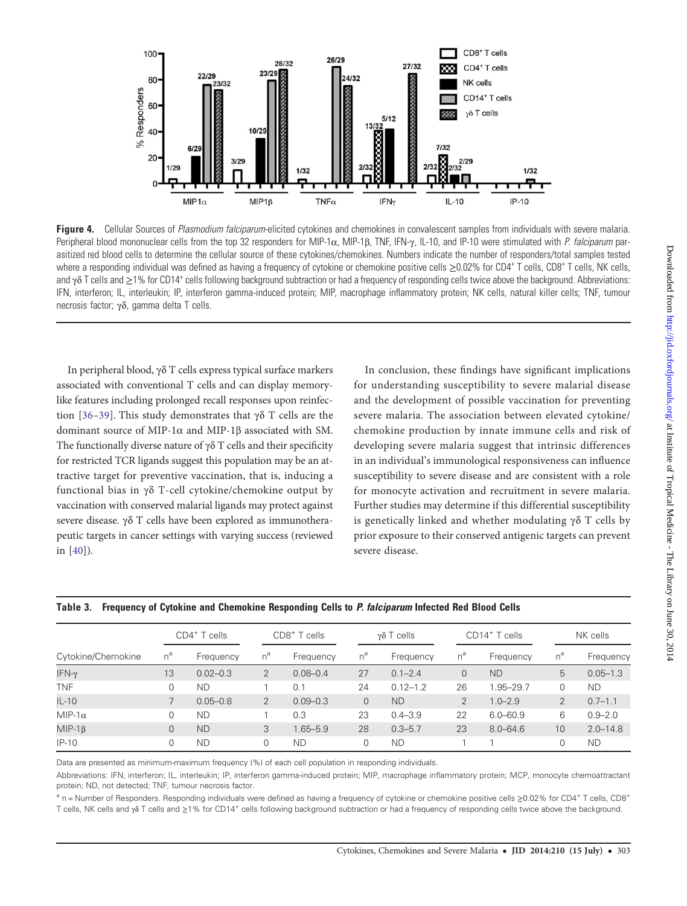**Figure 4.** Cellular Sources of *Plasmodium falciparum*-elicited cytokines and chemokines in convalescent samples from individuals with severe malaria. Peripheral blood mononuclear cells from the top 32 responders for MIP-1α, MIP-1β, TNF, IFN-γ, IL-10, and IP-10 were stimulated with *P. falciparum* parasitized red blood cells to determine the cellular source of these cytokines/chemokines. Numbers indicate the number of responders/total samples tested where a responding individual was defined as having a frequency of cytokine or chemokine positive cells ≥0.02% for CD4⁺ T cells, CD8⁺ T cells, NK cells, and γδ T cells and ≥1% for CD14⁺ cells following background subtraction or had a frequency of responding cells twice above the background. Abbreviations: IFN, interferon; IL, interleukin; IP, interferon gamma-induced protein; MIP, macrophage inflammatory protein; NK cells, natural killer cells; TNF, tumour necrosis factor; γδ, gamma delta T cells.

In peripheral blood, γδ T cells express typical surface markers associated with conventional T cells and can display memory-like features including prolonged recall responses upon reinfection [36–39]. This study demonstrates that γδ T cells are the dominant source of MIP-1α and MIP-1β associated with SM. The functionally diverse nature of γδ T cells and their specificity for restricted TCR ligands suggest this population may be an attractive target for preventive vaccination, that is, inducing a functional bias in γδ T-cell cytokine/chemokine output by vaccination with conserved malarial ligands may protect against severe disease. γδ T cells have been explored as immunotherapeutic targets in cancer settings with varying success (reviewed in [40]).

In conclusion, these findings have significant implications for understanding susceptibility to severe malarial disease and the development of possible vaccination for preventing severe malaria. The association between elevated cytokine/chemokine production by innate immune cells and risk of developing severe malaria suggest that intrinsic differences in an individual's immunological responsiveness can influence susceptibility to severe disease and are consistent with a role for monocyte activation and recruitment in severe malaria. Further studies may determine if this differential susceptibility is genetically linked and whether modulating γδ T cells by prior exposure to their conserved antigenic targets can prevent severe disease.

**Table 3. Frequency of Cytokine and Chemokine Responding Cells to *P. falciparum* Infected Red Blood Cells**

| | CD4⁺ T cells | | CD8⁺ T cells | | γδ T cells | | CD14⁺ T cells | | NK cells | |
|---|---|---|---|---|---|---|---|---|---|---|
| Cytokine/Chemokine | n[a] | Frequency | n[a] | Frequency | n[a] | Frequency | n[a] | Frequency | n[a] | Frequency |
| IFN-γ | 13 | 0.02–0.3 | 2 | 0.08–0.4 | 27 | 0.1–2.4 | 0 | ND | 5 | 0.05–1.3 |
| TNF | 0 | ND | 1 | 0.1 | 24 | 0.12–1.2 | 26 | 1.95–29.7 | 0 | ND |
| IL-10 | 7 | 0.05–0.8 | 2 | 0.09–0.3 | 0 | ND | 2 | 1.0–2.9 | 2 | 0.7–1.1 |
| MIP-1α | 0 | ND | 1 | 0.3 | 23 | 0.4–3.9 | 22 | 6.0–60.9 | 6 | 0.9–2.0 |
| MIP-1β | 0 | ND | 3 | 1.65–5.9 | 28 | 0.3–5.7 | 23 | 8.0–64.6 | 10 | 2.0–14.8 |
| IP-10 | 0 | ND | 0 | ND | 0 | ND | 1 | 1 | 0 | ND |

Data are presented as minimum-maximum frequency (%) of each cell population in responding individuals.

Abbreviations: IFN, interferon; IL, interleukin; IP, interferon gamma-induced protein; MIP, macrophage inflammatory protein; MCP, monocyte chemoattractant protein; ND, not detected; TNF, tumour necrosis factor.

[a] n = Number of Responders. Responding individuals were defined as having a frequency of cytokine or chemokine positive cells ≥0.02% for CD4⁺ T cells, CD8⁺ T cells, NK cells and γδ T cells and ≥1% for CD14⁺ cells following background subtraction or had a frequency of responding cells twice above the background.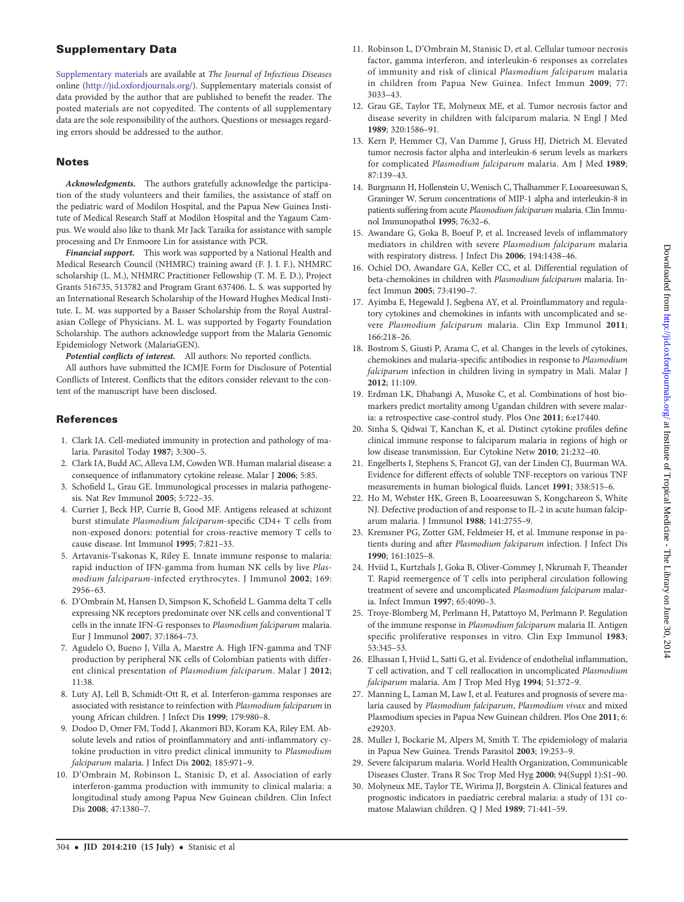## Supplementary Data

Supplementary materials are available at *The Journal of Infectious Diseases* online (http://jid.oxfordjournals.org/). Supplementary materials consist of data provided by the author that are published to benefit the reader. The posted materials are not copyedited. The contents of all supplementary data are the sole responsibility of the authors. Questions or messages regarding errors should be addressed to the author.

## Notes

***Acknowledgments.*** The authors gratefully acknowledge the participation of the study volunteers and their families, the assistance of staff on the pediatric ward of Modilon Hospital, and the Papua New Guinea Institute of Medical Research Staff at Modilon Hospital and the Yagaum Campus. We would also like to thank Mr Jack Taraika for assistance with sample processing and Dr Enmoore Lin for assistance with PCR.

***Financial support.*** This work was supported by a National Health and Medical Research Council (NHMRC) training award (F. J. I. F.), NHMRC scholarship (L. M.), NHMRC Practitioner Fellowship (T. M. E. D.), Project Grants 516735, 513782 and Program Grant 637406. L. S. was supported by an International Research Scholarship of the Howard Hughes Medical Institute. L. M. was supported by a Basser Scholarship from the Royal Australasian College of Physicians. M. L. was supported by Fogarty Foundation Scholarship. The authors acknowledge support from the Malaria Genomic Epidemiology Network (MalariaGEN).

***Potential conflicts of interest.*** All authors: No reported conflicts.

All authors have submitted the ICMJE Form for Disclosure of Potential Conflicts of Interest. Conflicts that the editors consider relevant to the content of the manuscript have been disclosed.

## References

1. Clark IA. Cell-mediated immunity in protection and pathology of malaria. Parasitol Today **1987**; 3:300–5.
2. Clark IA, Budd AC, Alleva LM, Cowden WB. Human malarial disease: a consequence of inflammatory cytokine release. Malar J **2006**; 5:85.
3. Schofield L, Grau GE. Immunological processes in malaria pathogenesis. Nat Rev Immunol **2005**; 5:722–35.
4. Currier J, Beck HP, Currie B, Good MF. Antigens released at schizont burst stimulate *Plasmodium falciparum*-specific CD4+ T cells from non-exposed donors: potential for cross-reactive memory T cells to cause disease. Int Immunol **1995**; 7:821–33.
5. Artavanis-Tsakonas K, Riley E. Innate immune response to malaria: rapid induction of IFN-gamma from human NK cells by live *Plasmodium falciparum*-infected erythrocytes. J Immunol **2002**; 169: 2956–63.
6. D'Ombrain M, Hansen D, Simpson K, Schofield L. Gamma delta T cells expressing NK receptors predominate over NK cells and conventional T cells in the innate IFN-G responses to *Plasmodium falciparum* malaria. Eur J Immunol **2007**; 37:1864–73.
7. Agudelo O, Bueno J, Villa A, Maestre A. High IFN-gamma and TNF production by peripheral NK cells of Colombian patients with different clinical presentation of *Plasmodium falciparum*. Malar J **2012**; 11:38.
8. Luty AJ, Lell B, Schmidt-Ott R, et al. Interferon-gamma responses are associated with resistance to reinfection with *Plasmodium falciparum* in young African children. J Infect Dis **1999**; 179:980–8.
9. Dodoo D, Omer FM, Todd J, Akanmori BD, Koram KA, Riley EM. Absolute levels and ratios of proinflammatory and anti-inflammatory cytokine production in vitro predict clinical immunity to *Plasmodium falciparum* malaria. J Infect Dis **2002**; 185:971–9.
10. D'Ombrain M, Robinson L, Stanisic D, et al. Association of early interferon-gamma production with immunity to clinical malaria: a longitudinal study among Papua New Guinean children. Clin Infect Dis **2008**; 47:1380–7.
11. Robinson L, D'Ombrain M, Stanisic D, et al. Cellular tumour necrosis factor, gamma interferon, and interleukin-6 responses as correlates of immunity and risk of clinical *Plasmodium falciparum* malaria in children from Papua New Guinea. Infect Immun **2009**; 77: 3033–43.
12. Grau GE, Taylor TE, Molyneux ME, et al. Tumor necrosis factor and disease severity in children with falciparum malaria. N Engl J Med **1989**; 320:1586–91.
13. Kern P, Hemmer CJ, Van Damme J, Gruss HJ, Dietrich M. Elevated tumor necrosis factor alpha and interleukin-6 serum levels as markers for complicated *Plasmodium falciparum* malaria. Am J Med **1989**; 87:139–43.
14. Burgmann H, Hollenstein U, Wenisch C, Thalhammer F, Looareesuwan S, Graninger W. Serum concentrations of MIP-1 alpha and interleukin-8 in patients suffering from acute *Plasmodium falciparum* malaria. Clin Immunol Immunopathol **1995**; 76:32–6.
15. Awandare G, Goka B, Boeuf P, et al. Increased levels of inflammatory mediators in children with severe *Plasmodium falciparum* malaria with respiratory distress. J Infect Dis **2006**; 194:1438–46.
16. Ochiel DO, Awandare GA, Keller CC, et al. Differential regulation of beta-chemokines in children with *Plasmodium falciparum* malaria. Infect Immun **2005**; 73:4190–7.
17. Ayimba E, Hegewald J, Segbena AY, et al. Proinflammatory and regulatory cytokines and chemokines in infants with uncomplicated and severe *Plasmodium falciparum* malaria. Clin Exp Immunol **2011**; 166:218–26.
18. Bostrom S, Giusti P, Arama C, et al. Changes in the levels of cytokines, chemokines and malaria-specific antibodies in response to *Plasmodium falciparum* infection in children living in sympatry in Mali. Malar J **2012**; 11:109.
19. Erdman LK, Dhabangi A, Musoke C, et al. Combinations of host biomarkers predict mortality among Ugandan children with severe malaria: a retrospective case-control study. Plos One **2011**; 6:e17440.
20. Sinha S, Qidwai T, Kanchan K, et al. Distinct cytokine profiles define clinical immune response to falciparum malaria in regions of high or low disease transmission. Eur Cytokine Netw **2010**; 21:232–40.
21. Engelberts I, Stephens S, Francot GJ, van der Linden CJ, Buurman WA. Evidence for different effects of soluble TNF-receptors on various TNF measurements in human biological fluids. Lancet **1991**; 338:515–6.
22. Ho M, Webster HK, Green B, Looareesuwan S, Kongchareon S, White NJ. Defective production of and response to IL-2 in acute human falciparum malaria. J Immunol **1988**; 141:2755–9.
23. Kremsner PG, Zotter GM, Feldmeier H, et al. Immune response in patients during and after *Plasmodium falciparum* infection. J Infect Dis **1990**; 161:1025–8.
24. Hviid L, Kurtzhals J, Goka B, Oliver-Commey J, Nkrumah F, Theander T. Rapid reemergence of T cells into peripheral circulation following treatment of severe and uncomplicated *Plasmodium falciparum* malaria. Infect Immun **1997**; 65:4090–3.
25. Troye-Blomberg M, Perlmann H, Patattoyo M, Perlmann P. Regulation of the immune response in *Plasmodium falciparum* malaria II. Antigen specific proliferative responses in vitro. Clin Exp Immunol **1983**; 53:345–53.
26. Elhassan I, Hviid L, Satti G, et al. Evidence of endothelial inflammation, T cell activation, and T cell reallocation in uncomplicated *Plasmodium falciparum* malaria. Am J Trop Med Hyg **1994**; 51:372–9.
27. Manning L, Laman M, Law I, et al. Features and prognosis of severe malaria caused by *Plasmodium falciparum*, *Plasmodium vivax* and mixed Plasmodium species in Papua New Guinean children. Plos One **2011**; 6: e29203.
28. Muller I, Bockarie M, Alpers M, Smith T. The epidemiology of malaria in Papua New Guinea. Trends Parasitol **2003**; 19:253–9.
29. Severe falciparum malaria. World Health Organization, Communicable Diseases Cluster. Trans R Soc Trop Med Hyg **2000**; 94(Suppl 1):S1–90.
30. Molyneux ME, Taylor TE, Wirima JJ, Borgstein A. Clinical features and prognostic indicators in paediatric cerebral malaria: a study of 131 comatose Malawian children. Q J Med **1989**; 71:441–59.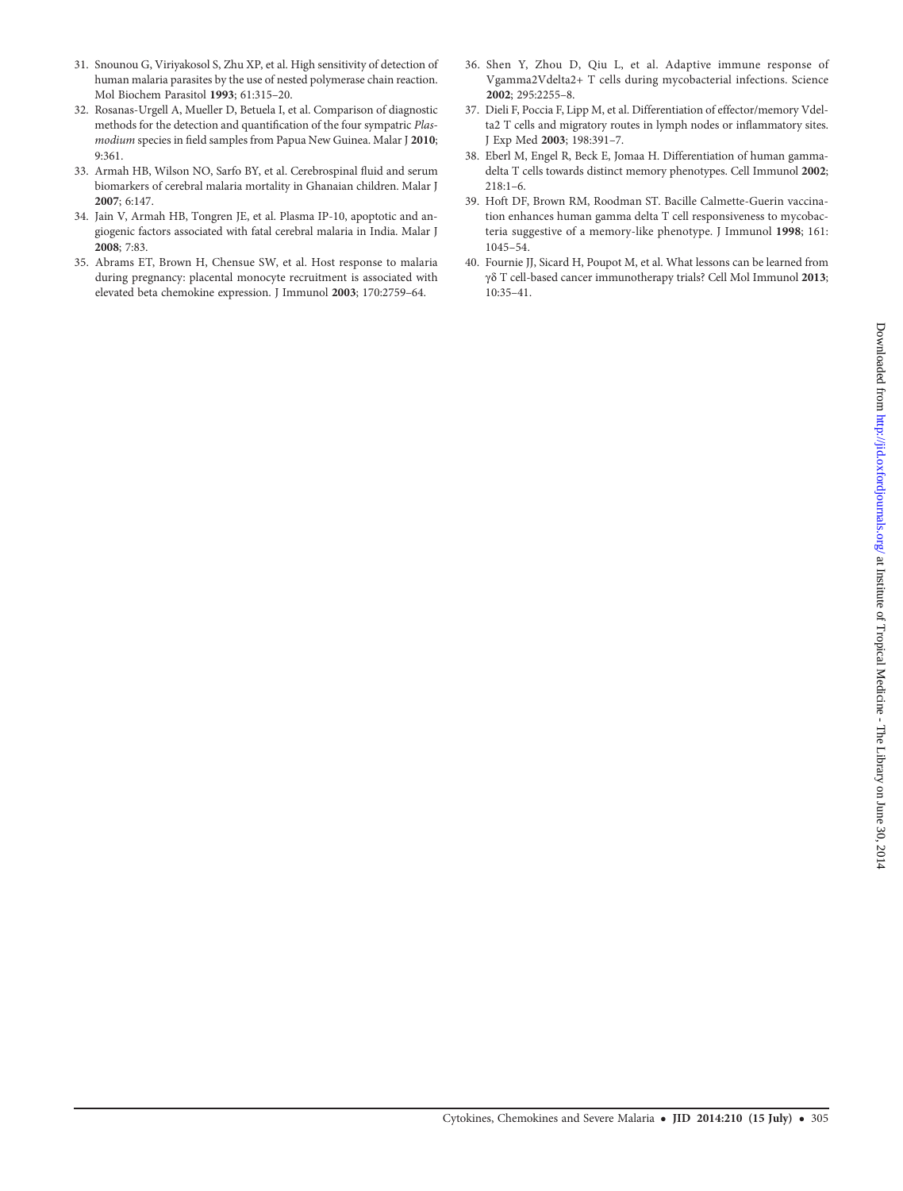31. Snounou G, Viriyakosol S, Zhu XP, et al. High sensitivity of detection of human malaria parasites by the use of nested polymerase chain reaction. Mol Biochem Parasitol **1993**; 61:315–20.
32. Rosanas-Urgell A, Mueller D, Betuela I, et al. Comparison of diagnostic methods for the detection and quantification of the four sympatric *Plasmodium* species in field samples from Papua New Guinea. Malar J **2010**; 9:361.
33. Armah HB, Wilson NO, Sarfo BY, et al. Cerebrospinal fluid and serum biomarkers of cerebral malaria mortality in Ghanaian children. Malar J **2007**; 6:147.
34. Jain V, Armah HB, Tongren JE, et al. Plasma IP-10, apoptotic and angiogenic factors associated with fatal cerebral malaria in India. Malar J **2008**; 7:83.
35. Abrams ET, Brown H, Chensue SW, et al. Host response to malaria during pregnancy: placental monocyte recruitment is associated with elevated beta chemokine expression. J Immunol **2003**; 170:2759–64.
36. Shen Y, Zhou D, Qiu L, et al. Adaptive immune response of Vgamma2Vdelta2+ T cells during mycobacterial infections. Science **2002**; 295:2255–8.
37. Dieli F, Poccia F, Lipp M, et al. Differentiation of effector/memory Vdelta2 T cells and migratory routes in lymph nodes or inflammatory sites. J Exp Med **2003**; 198:391–7.
38. Eberl M, Engel R, Beck E, Jomaa H. Differentiation of human gamma-delta T cells towards distinct memory phenotypes. Cell Immunol **2002**; 218:1–6.
39. Hoft DF, Brown RM, Roodman ST. Bacille Calmette-Guerin vaccination enhances human gamma delta T cell responsiveness to mycobacteria suggestive of a memory-like phenotype. J Immunol **1998**; 161: 1045–54.
40. Fournie JJ, Sicard H, Poupot M, et al. What lessons can be learned from γδ T cell-based cancer immunotherapy trials? Cell Mol Immunol **2013**; 10:35–41.